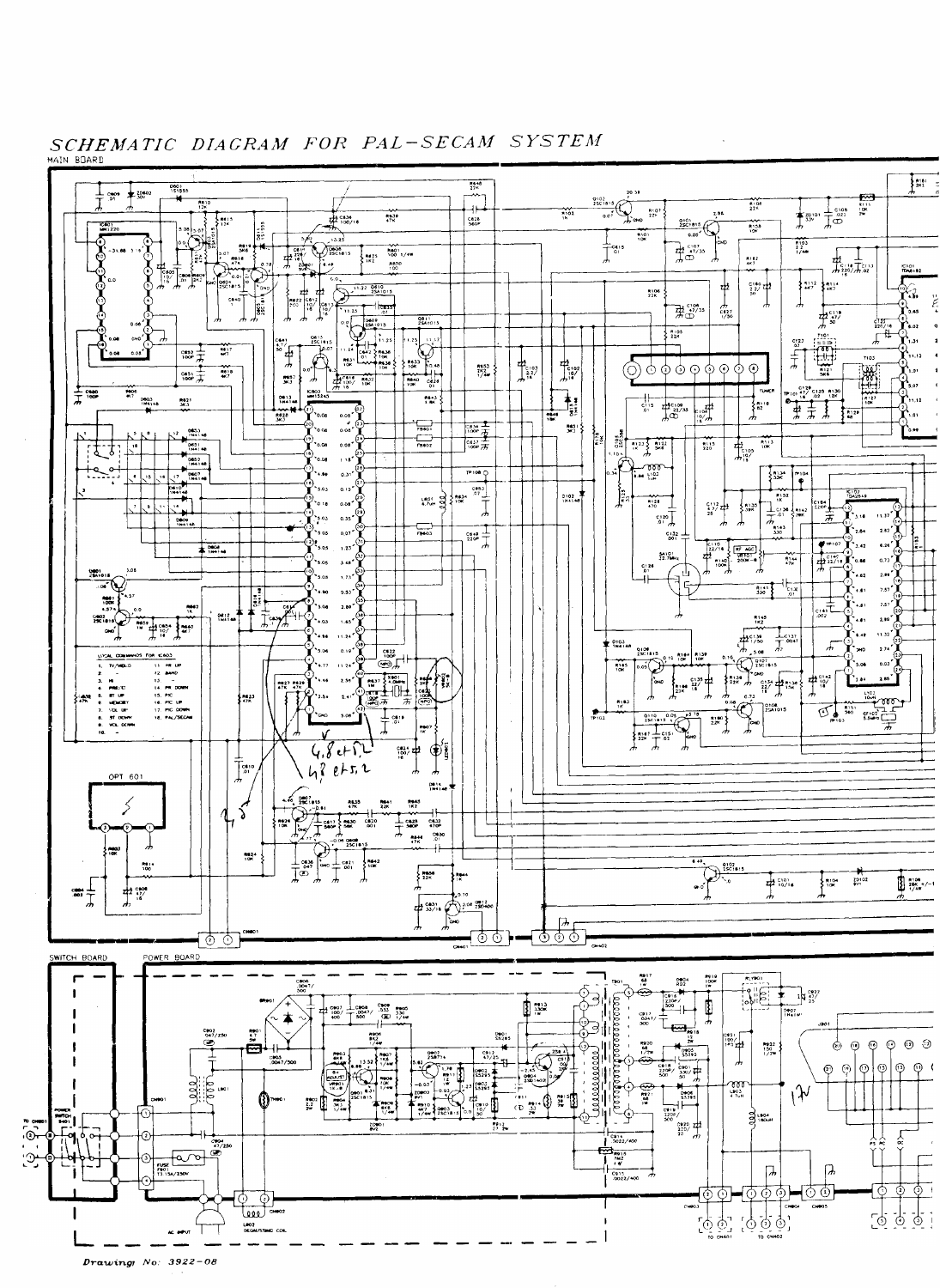# SCHEMATIC DIAGRAM FOR PAL-SECAM SYSTEM

MAIN BOARD

LOCAL COMMANDS FOR IC603

| | | | |
|---|---|---|---|
| 1. | TV/VIDEO | 11. | PR UP |
| 2. | — | 12. | BAND |
| 3. | HI | 13. | — |
| 4. | PRE/C | 14. | PR DOWN |
| 5. | BT UP | 15. | PIC |
| 6. | MEMORY | 16. | PIC UP |
| 7. | VOL UP | 17. | PIC DOWN |
| 8. | BT DOWN | 18. | PAL/SECAM |
| 9. | VOL DOWN | | |
| 10. | — | | |

OPT 601

SWITCH BOARD

POWER BOARD

TO CN801

POWER SWITCH S401

FUSE F801 T3.15A/250V

AC INPUT

L802 DEGAUSSING COIL

TO CN401

TO CN402

Drawing No: 3922-08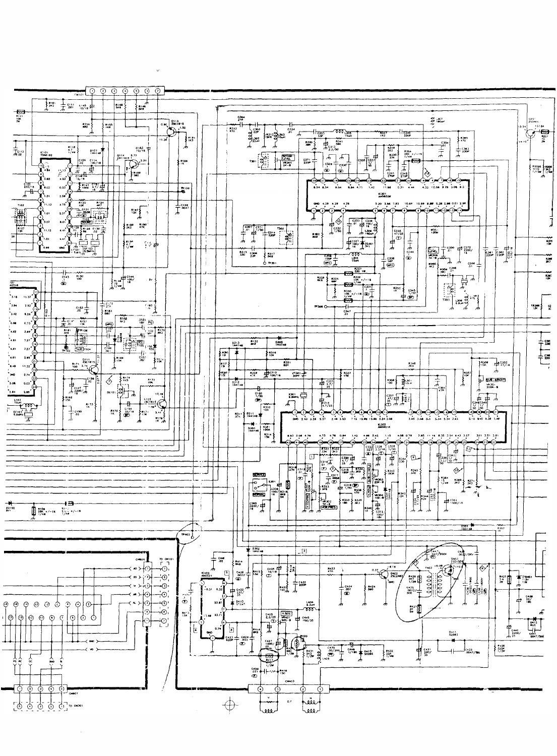CN101

IC101 TDA8192

IC301 AN5833K

IC302 AN5601K

IC401 AN5521

CN805 TO CN101

CN807 TO CN301

CN403

SERVICE

NORMAL

TP301

TP403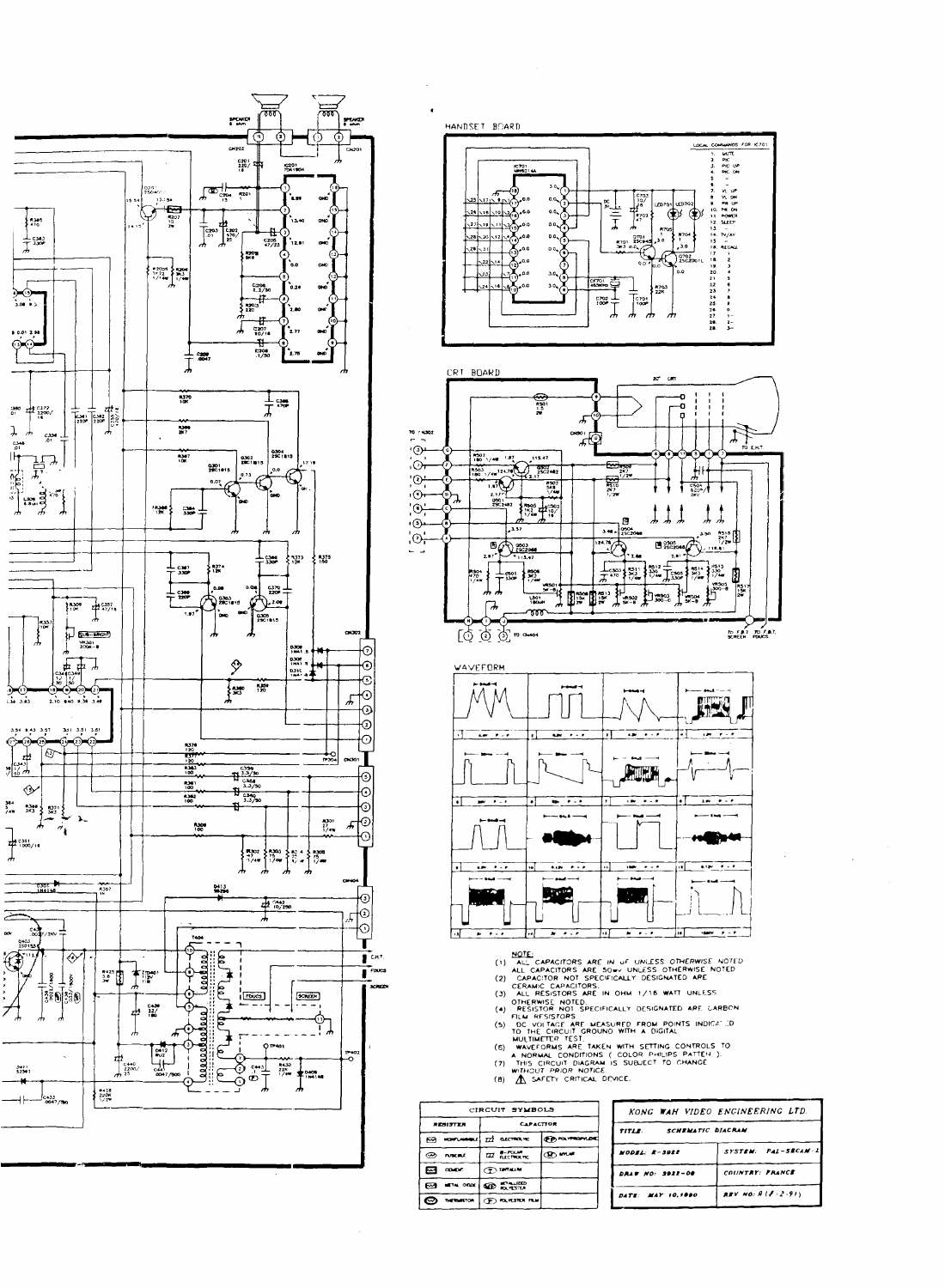HANDSET BOARD

LOCAL COMMANDS FOR IC701

1. MUTE
2. P/C
3. PIC UP
4. PIC DN
5. –
6. –
7. VL UP
8. VL DN
9. PR UP
10. PR DN
11. POWER
12. SLEEP
13. –
14. TV/AV
15. –
16. RECALL
17. 1
18. 2
19. 3
20. 4
21. 5
22. 6
23. 7
24. 8
25. 9
26. 0
27. 1–
28. 2–

CRT BOARD

WAVEFORM

NOTE:

(1) ALL CAPACITORS ARE IN uF UNLESS OTHERWISE NOTED. ALL CAPACITORS ARE 50wv UNLESS OTHERWISE NOTED.
(2) CAPACITOR NOT SPECIFICALLY DESIGNATED ARE CERAMIC CAPACITORS.
(3) ALL RESISTORS ARE IN OHM 1/16 WATT UNLESS OTHERWISE NOTED.
(4) RESISTOR NOT SPECIFICALLY DESIGNATED ARE CARBON FILM RESISTORS.
(5) DC VOLTAGE ARE MEASURED FROM POINTS INDICATED TO THE CIRCUIT GROUND WITH A DIGITAL MULTIMETER TEST.
(6) WAVEFORMS ARE TAKEN WITH SETTING CONTROLS TO A NORMAL CONDITIONS ( COLOR PHILIPS PATTERN ).
(7) THIS CIRCUIT DIAGRAM IS SUBJECT TO CHANGE WITHOUT PRIOR NOTICE.
(8) ⚠ SAFETY CRITICAL DEVICE.

| CIRCUIT SYMBOLS | | |
|---|---|---|
| RESISTER | CAPACITOR | |
| NONFLAMMABLE | ELECTROLYTIC | POLYPROPYLENE |
| FUSIBLE | B-POLAR ELECTROLYTIC | MYLAR |
| CEMENT | TANTALUM | |
| METAL OXIDE | METALLIZED POLYESTER | |
| THERMISTOR | POLYESTER FILM | |

| KONG WAH VIDEO ENGINEERING LTD. | |
|---|---|
| TITLE: SCHEMATIC DIAGRAM | |
| MODEL: K-3022 | SYSTEM: PAL-SECAM-L |
| DRAW NO: 3022-00 | COUNTRY: FRANCE |
| DATE: MAY 10,1990 | REV NO: R1(F-2-91) |